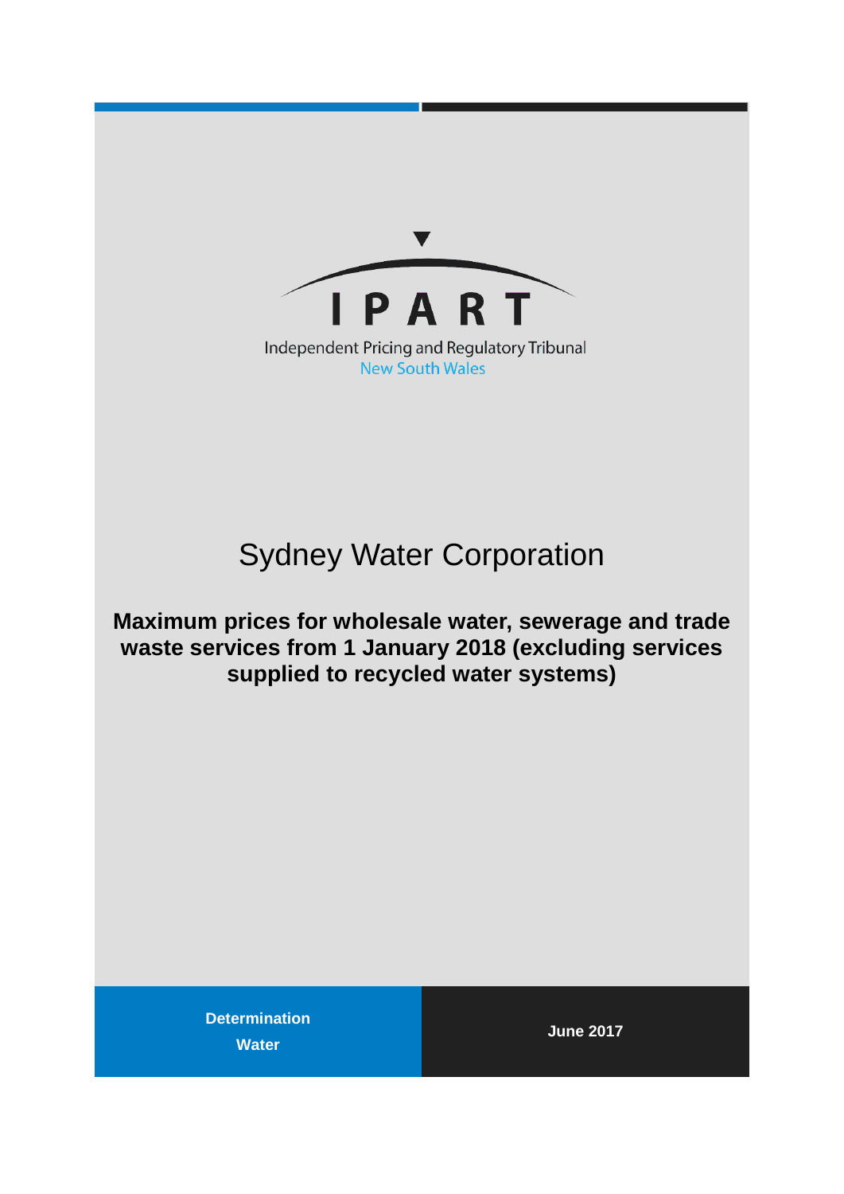IPART

Independent Pricing and Regulatory Tribunal
New South Wales

# Sydney Water Corporation

## Maximum prices for wholesale water, sewerage and trade waste services from 1 January 2018 (excluding services supplied to recycled water systems)

**Determination**

**Water**

**June 2017**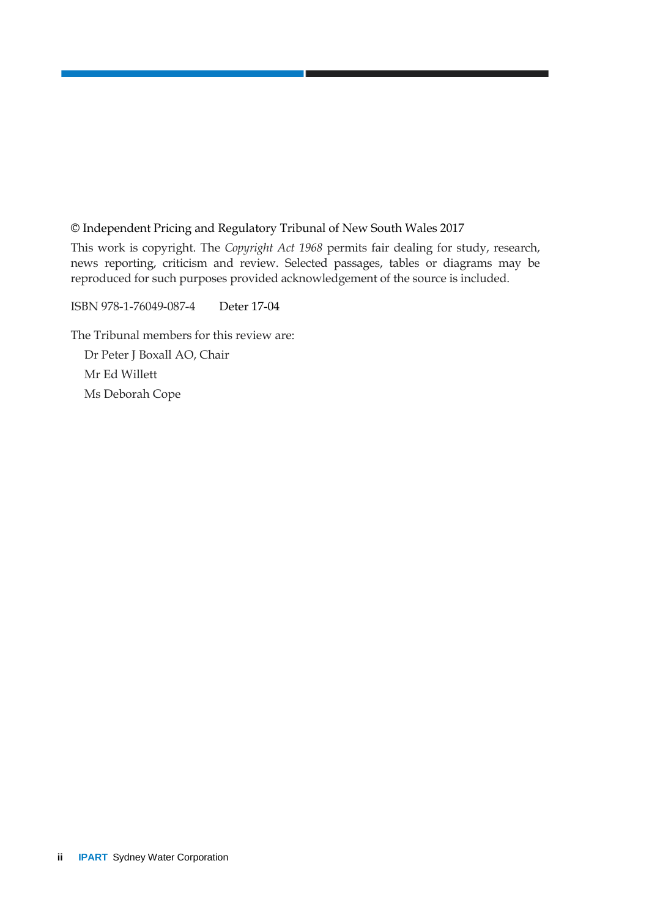© Independent Pricing and Regulatory Tribunal of New South Wales 2017

This work is copyright. The *Copyright Act 1968* permits fair dealing for study, research, news reporting, criticism and review. Selected passages, tables or diagrams may be reproduced for such purposes provided acknowledgement of the source is included.

ISBN 978-1-76049-087-4 Deter 17-04

The Tribunal members for this review are:

Dr Peter J Boxall AO, Chair

Mr Ed Willett

Ms Deborah Cope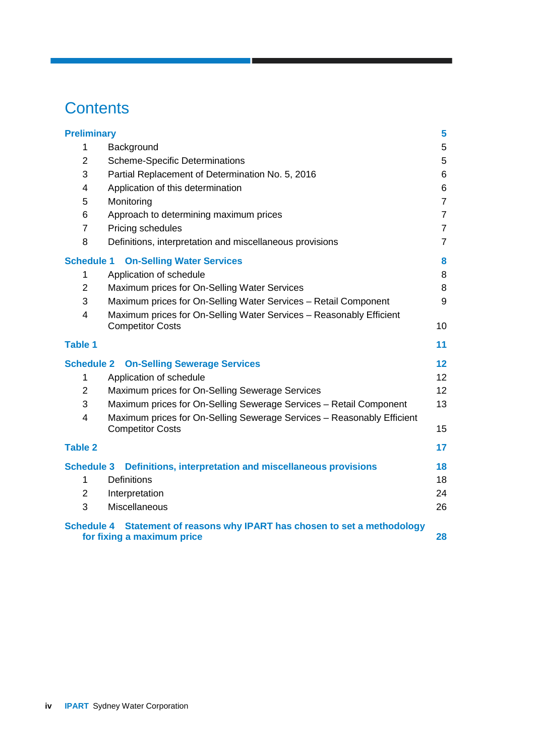# Contents

| | | |
|---|---|---|
| **Preliminary** | | **5** |
| 1 | Background | 5 |
| 2 | Scheme-Specific Determinations | 5 |
| 3 | Partial Replacement of Determination No. 5, 2016 | 6 |
| 4 | Application of this determination | 6 |
| 5 | Monitoring | 7 |
| 6 | Approach to determining maximum prices | 7 |
| 7 | Pricing schedules | 7 |
| 8 | Definitions, interpretation and miscellaneous provisions | 7 |
| **Schedule 1** | **On-Selling Water Services** | **8** |
| 1 | Application of schedule | 8 |
| 2 | Maximum prices for On-Selling Water Services | 8 |
| 3 | Maximum prices for On-Selling Water Services – Retail Component | 9 |
| 4 | Maximum prices for On-Selling Water Services – Reasonably Efficient Competitor Costs | 10 |
| **Table 1** | | **11** |
| **Schedule 2** | **On-Selling Sewerage Services** | **12** |
| 1 | Application of schedule | 12 |
| 2 | Maximum prices for On-Selling Sewerage Services | 12 |
| 3 | Maximum prices for On-Selling Sewerage Services – Retail Component | 13 |
| 4 | Maximum prices for On-Selling Sewerage Services – Reasonably Efficient Competitor Costs | 15 |
| **Table 2** | | **17** |
| **Schedule 3** | **Definitions, interpretation and miscellaneous provisions** | **18** |
| 1 | Definitions | 18 |
| 2 | Interpretation | 24 |
| 3 | Miscellaneous | 26 |
| **Schedule 4** | **Statement of reasons why IPART has chosen to set a methodology for fixing a maximum price** | **28** |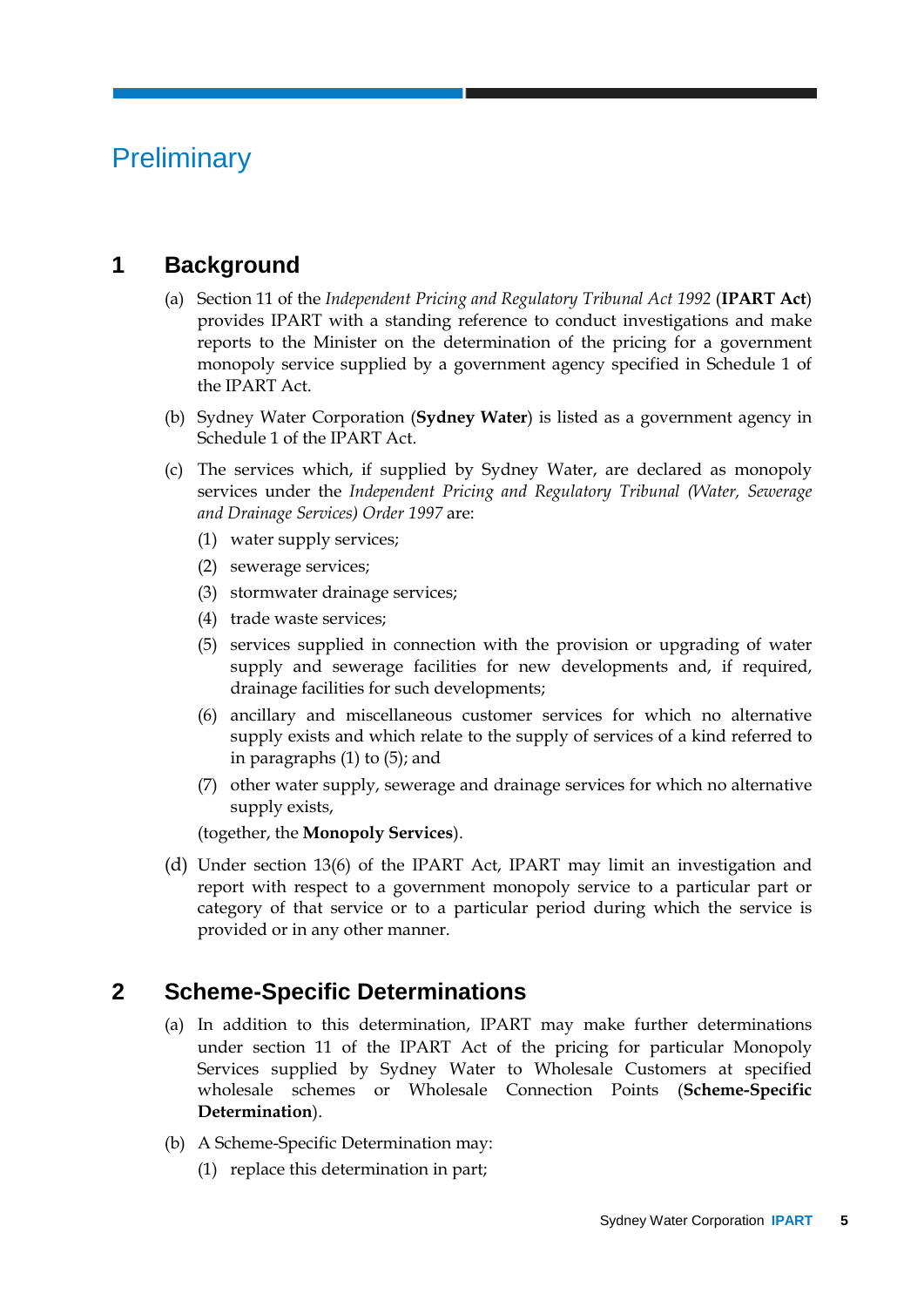# Preliminary

## 1 Background

(a) Section 11 of the *Independent Pricing and Regulatory Tribunal Act 1992* (**IPART Act**) provides IPART with a standing reference to conduct investigations and make reports to the Minister on the determination of the pricing for a government monopoly service supplied by a government agency specified in Schedule 1 of the IPART Act.

(b) Sydney Water Corporation (**Sydney Water**) is listed as a government agency in Schedule 1 of the IPART Act.

(c) The services which, if supplied by Sydney Water, are declared as monopoly services under the *Independent Pricing and Regulatory Tribunal (Water, Sewerage and Drainage Services) Order 1997* are:

(1) water supply services;

(2) sewerage services;

(3) stormwater drainage services;

(4) trade waste services;

(5) services supplied in connection with the provision or upgrading of water supply and sewerage facilities for new developments and, if required, drainage facilities for such developments;

(6) ancillary and miscellaneous customer services for which no alternative supply exists and which relate to the supply of services of a kind referred to in paragraphs (1) to (5); and

(7) other water supply, sewerage and drainage services for which no alternative supply exists,

(together, the **Monopoly Services**).

(d) Under section 13(6) of the IPART Act, IPART may limit an investigation and report with respect to a government monopoly service to a particular part or category of that service or to a particular period during which the service is provided or in any other manner.

## 2 Scheme-Specific Determinations

(a) In addition to this determination, IPART may make further determinations under section 11 of the IPART Act of the pricing for particular Monopoly Services supplied by Sydney Water to Wholesale Customers at specified wholesale schemes or Wholesale Connection Points (**Scheme-Specific Determination**).

(b) A Scheme-Specific Determination may:

(1) replace this determination in part;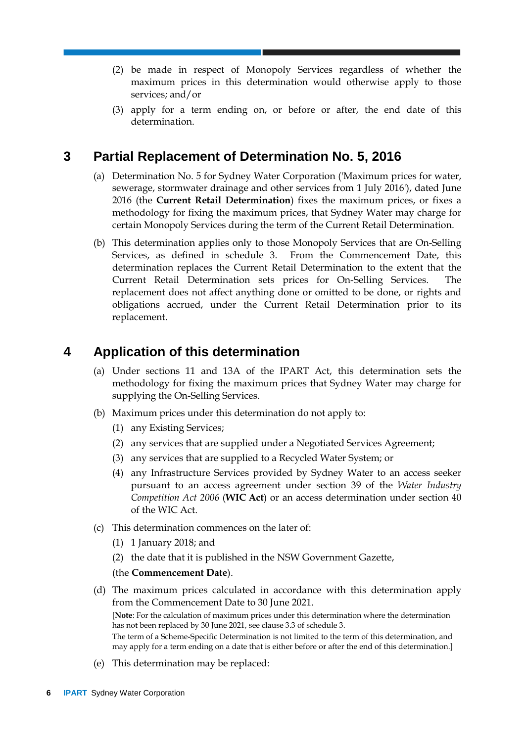(2) be made in respect of Monopoly Services regardless of whether the maximum prices in this determination would otherwise apply to those services; and/or

(3) apply for a term ending on, or before or after, the end date of this determination.

## 3 Partial Replacement of Determination No. 5, 2016

(a) Determination No. 5 for Sydney Water Corporation ('Maximum prices for water, sewerage, stormwater drainage and other services from 1 July 2016'), dated June 2016 (the **Current Retail Determination**) fixes the maximum prices, or fixes a methodology for fixing the maximum prices, that Sydney Water may charge for certain Monopoly Services during the term of the Current Retail Determination.

(b) This determination applies only to those Monopoly Services that are On-Selling Services, as defined in schedule 3. From the Commencement Date, this determination replaces the Current Retail Determination to the extent that the Current Retail Determination sets prices for On-Selling Services. The replacement does not affect anything done or omitted to be done, or rights and obligations accrued, under the Current Retail Determination prior to its replacement.

## 4 Application of this determination

(a) Under sections 11 and 13A of the IPART Act, this determination sets the methodology for fixing the maximum prices that Sydney Water may charge for supplying the On-Selling Services.

(b) Maximum prices under this determination do not apply to:

(1) any Existing Services;

(2) any services that are supplied under a Negotiated Services Agreement;

(3) any services that are supplied to a Recycled Water System; or

(4) any Infrastructure Services provided by Sydney Water to an access seeker pursuant to an access agreement under section 39 of the *Water Industry Competition Act 2006* (**WIC Act**) or an access determination under section 40 of the WIC Act.

(c) This determination commences on the later of:

(1) 1 January 2018; and

(2) the date that it is published in the NSW Government Gazette,

(the **Commencement Date**).

(d) The maximum prices calculated in accordance with this determination apply from the Commencement Date to 30 June 2021.

[**Note**: For the calculation of maximum prices under this determination where the determination has not been replaced by 30 June 2021, see clause 3.3 of schedule 3.

The term of a Scheme-Specific Determination is not limited to the term of this determination, and may apply for a term ending on a date that is either before or after the end of this determination.]

(e) This determination may be replaced: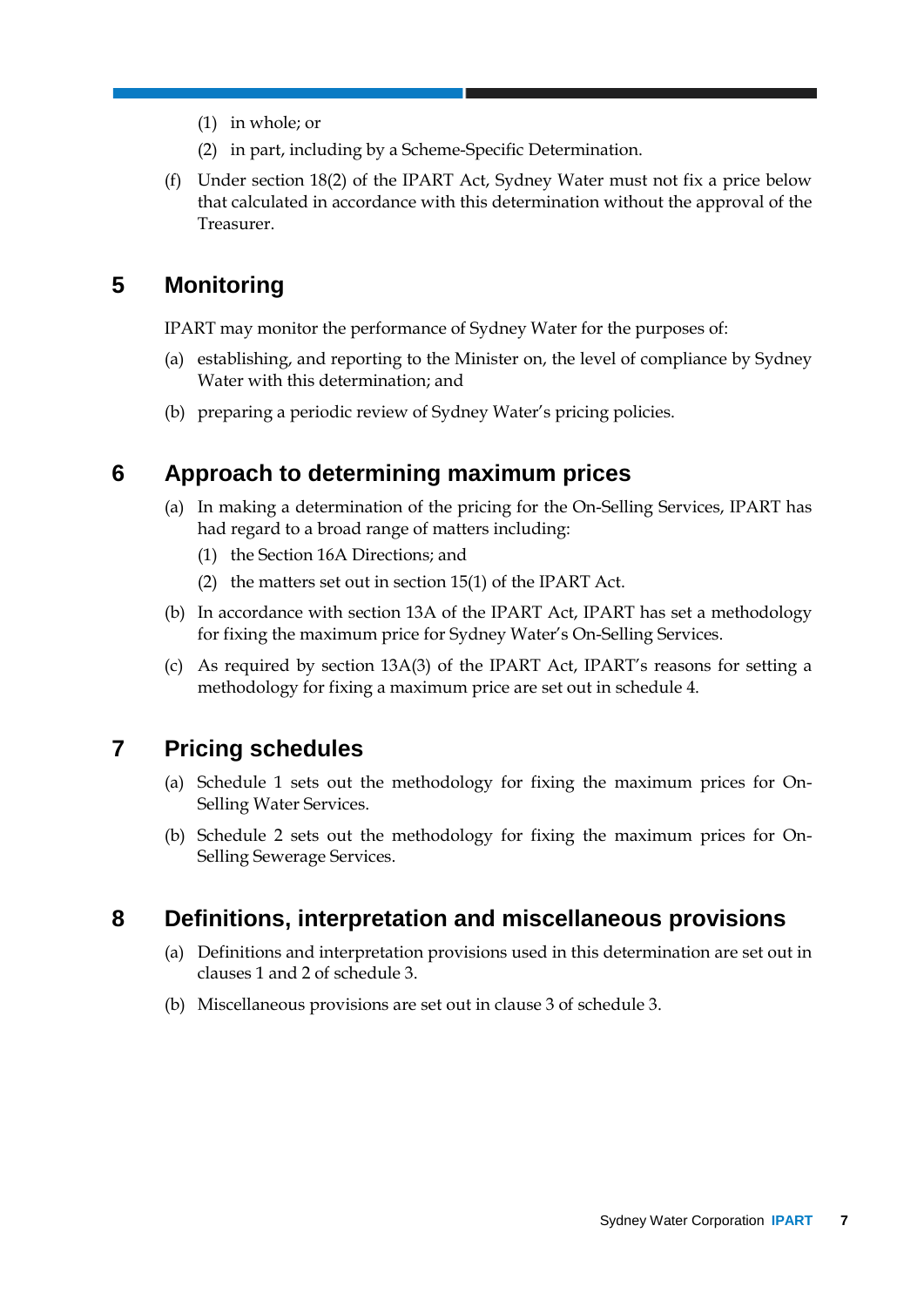(1) in whole; or

(2) in part, including by a Scheme-Specific Determination.

(f) Under section 18(2) of the IPART Act, Sydney Water must not fix a price below that calculated in accordance with this determination without the approval of the Treasurer.

## 5 Monitoring

IPART may monitor the performance of Sydney Water for the purposes of:

(a) establishing, and reporting to the Minister on, the level of compliance by Sydney Water with this determination; and

(b) preparing a periodic review of Sydney Water's pricing policies.

## 6 Approach to determining maximum prices

(a) In making a determination of the pricing for the On-Selling Services, IPART has had regard to a broad range of matters including:

(1) the Section 16A Directions; and

(2) the matters set out in section 15(1) of the IPART Act.

(b) In accordance with section 13A of the IPART Act, IPART has set a methodology for fixing the maximum price for Sydney Water's On-Selling Services.

(c) As required by section 13A(3) of the IPART Act, IPART's reasons for setting a methodology for fixing a maximum price are set out in schedule 4.

## 7 Pricing schedules

(a) Schedule 1 sets out the methodology for fixing the maximum prices for On-Selling Water Services.

(b) Schedule 2 sets out the methodology for fixing the maximum prices for On-Selling Sewerage Services.

## 8 Definitions, interpretation and miscellaneous provisions

(a) Definitions and interpretation provisions used in this determination are set out in clauses 1 and 2 of schedule 3.

(b) Miscellaneous provisions are set out in clause 3 of schedule 3.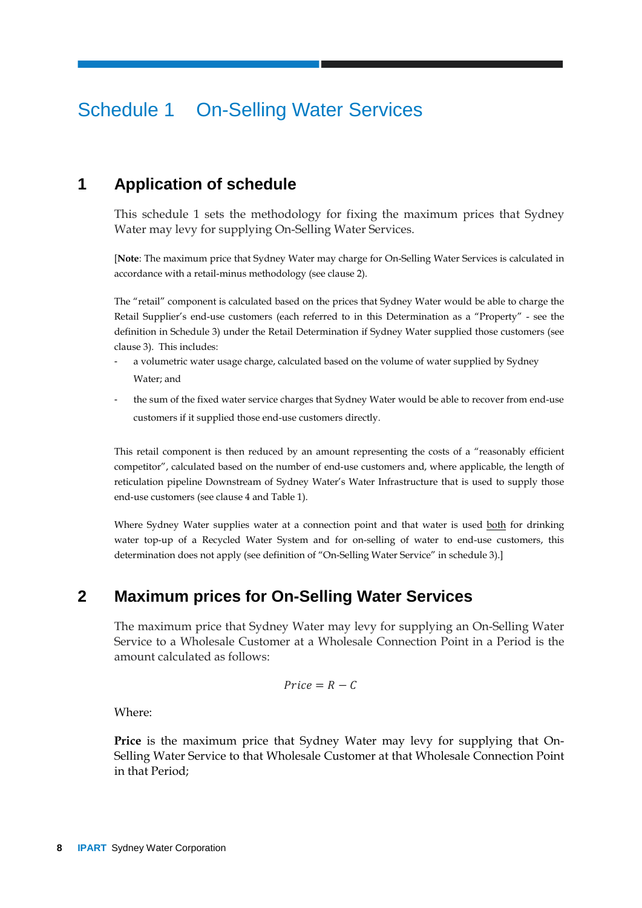# Schedule 1 On-Selling Water Services

## 1 Application of schedule

This schedule 1 sets the methodology for fixing the maximum prices that Sydney Water may levy for supplying On-Selling Water Services.

[**Note**: The maximum price that Sydney Water may charge for On-Selling Water Services is calculated in accordance with a retail-minus methodology (see clause 2).

The "retail" component is calculated based on the prices that Sydney Water would be able to charge the Retail Supplier's end-use customers (each referred to in this Determination as a "Property" - see the definition in Schedule 3) under the Retail Determination if Sydney Water supplied those customers (see clause 3). This includes:

- a volumetric water usage charge, calculated based on the volume of water supplied by Sydney Water; and
- the sum of the fixed water service charges that Sydney Water would be able to recover from end-use customers if it supplied those end-use customers directly.

This retail component is then reduced by an amount representing the costs of a "reasonably efficient competitor", calculated based on the number of end-use customers and, where applicable, the length of reticulation pipeline Downstream of Sydney Water's Water Infrastructure that is used to supply those end-use customers (see clause 4 and Table 1).

Where Sydney Water supplies water at a connection point and that water is used both for drinking water top-up of a Recycled Water System and for on-selling of water to end-use customers, this determination does not apply (see definition of "On-Selling Water Service" in schedule 3).]

## 2 Maximum prices for On-Selling Water Services

The maximum price that Sydney Water may levy for supplying an On-Selling Water Service to a Wholesale Customer at a Wholesale Connection Point in a Period is the amount calculated as follows:

$$Price = R - C$$

Where:

**Price** is the maximum price that Sydney Water may levy for supplying that On-Selling Water Service to that Wholesale Customer at that Wholesale Connection Point in that Period;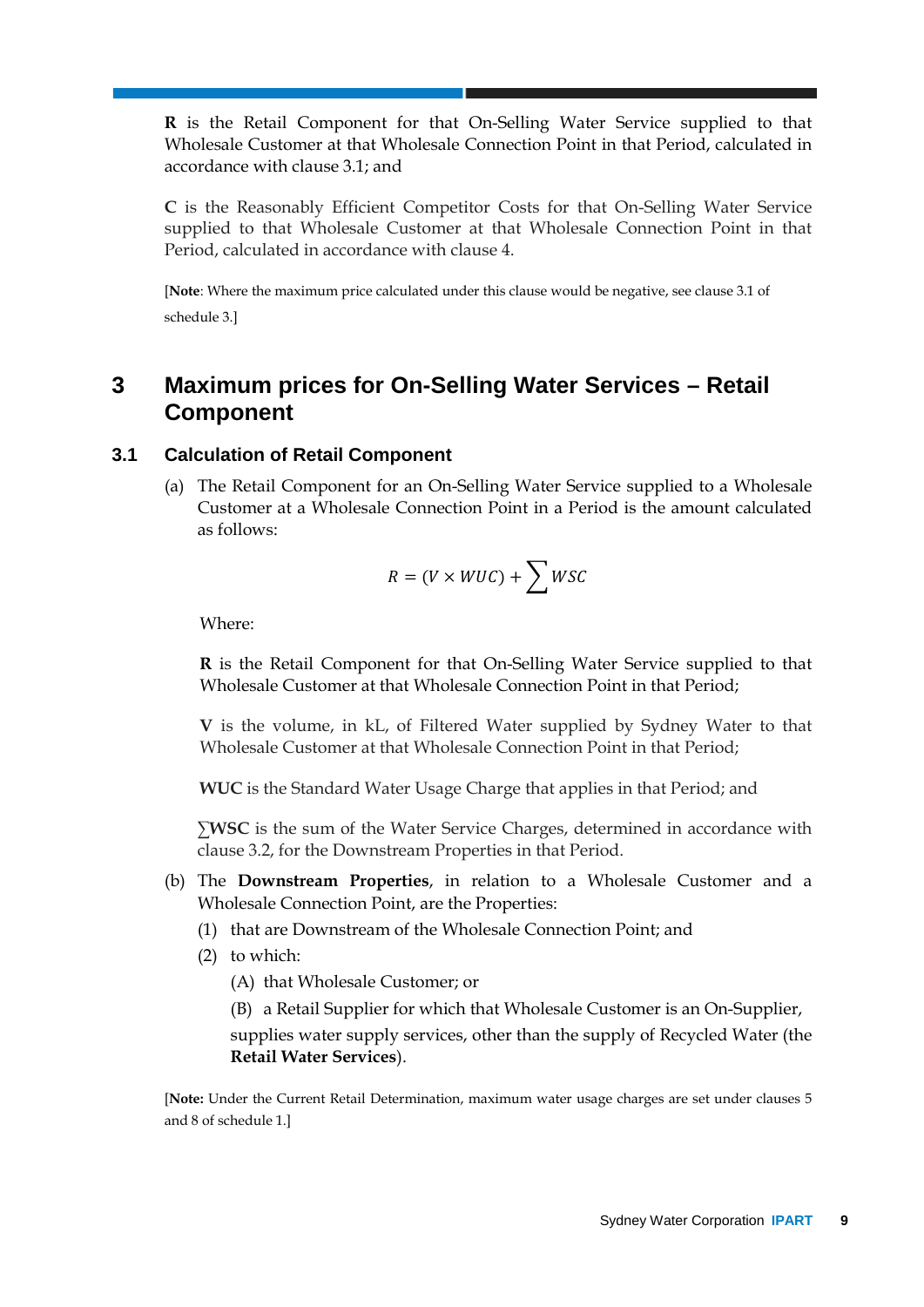**R** is the Retail Component for that On-Selling Water Service supplied to that Wholesale Customer at that Wholesale Connection Point in that Period, calculated in accordance with clause 3.1; and

**C** is the Reasonably Efficient Competitor Costs for that On-Selling Water Service supplied to that Wholesale Customer at that Wholesale Connection Point in that Period, calculated in accordance with clause 4.

[**Note**: Where the maximum price calculated under this clause would be negative, see clause 3.1 of schedule 3.]

## 3 Maximum prices for On-Selling Water Services – Retail Component

### 3.1 Calculation of Retail Component

(a) The Retail Component for an On-Selling Water Service supplied to a Wholesale Customer at a Wholesale Connection Point in a Period is the amount calculated as follows:

$$R = (V \times WUC) + \sum WSC$$

Where:

**R** is the Retail Component for that On-Selling Water Service supplied to that Wholesale Customer at that Wholesale Connection Point in that Period;

**V** is the volume, in kL, of Filtered Water supplied by Sydney Water to that Wholesale Customer at that Wholesale Connection Point in that Period;

**WUC** is the Standard Water Usage Charge that applies in that Period; and

∑**WSC** is the sum of the Water Service Charges, determined in accordance with clause 3.2, for the Downstream Properties in that Period.

(b) The **Downstream Properties**, in relation to a Wholesale Customer and a Wholesale Connection Point, are the Properties:

(1) that are Downstream of the Wholesale Connection Point; and

(2) to which:

(A) that Wholesale Customer; or

(B) a Retail Supplier for which that Wholesale Customer is an On-Supplier,

supplies water supply services, other than the supply of Recycled Water (the **Retail Water Services**).

[**Note:** Under the Current Retail Determination, maximum water usage charges are set under clauses 5 and 8 of schedule 1.]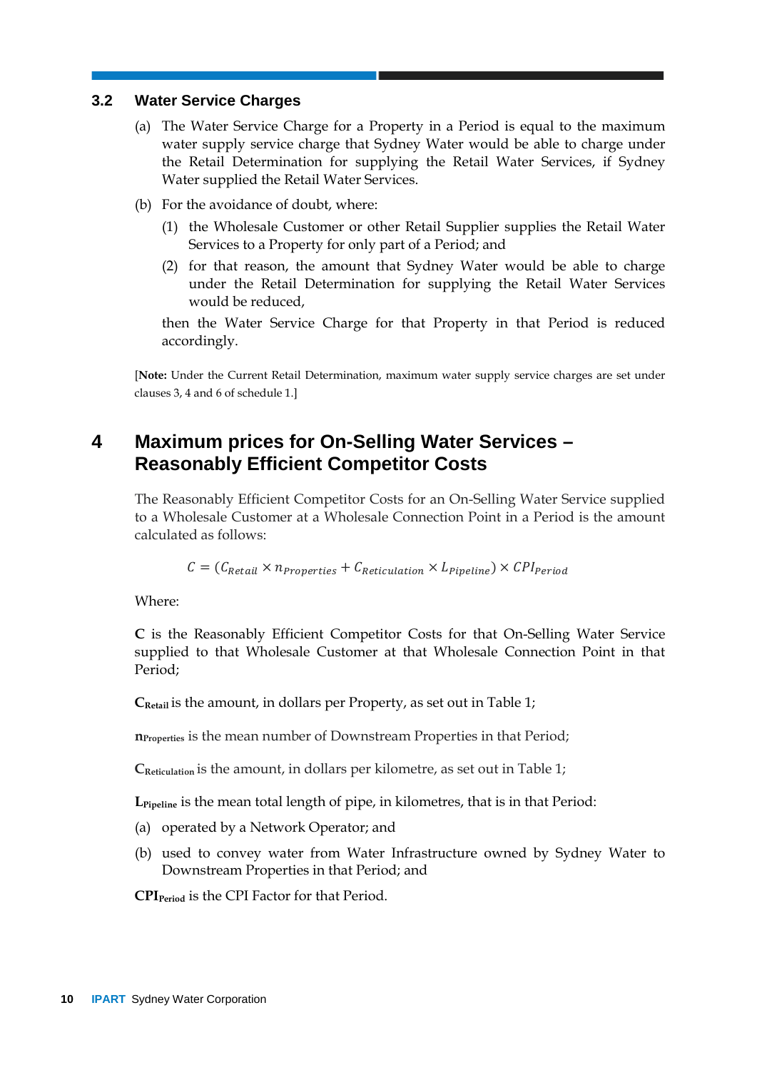### 3.2 Water Service Charges

(a) The Water Service Charge for a Property in a Period is equal to the maximum water supply service charge that Sydney Water would be able to charge under the Retail Determination for supplying the Retail Water Services, if Sydney Water supplied the Retail Water Services.

(b) For the avoidance of doubt, where:

(1) the Wholesale Customer or other Retail Supplier supplies the Retail Water Services to a Property for only part of a Period; and

(2) for that reason, the amount that Sydney Water would be able to charge under the Retail Determination for supplying the Retail Water Services would be reduced,

then the Water Service Charge for that Property in that Period is reduced accordingly.

[**Note:** Under the Current Retail Determination, maximum water supply service charges are set under clauses 3, 4 and 6 of schedule 1.]

## 4 Maximum prices for On-Selling Water Services – Reasonably Efficient Competitor Costs

The Reasonably Efficient Competitor Costs for an On-Selling Water Service supplied to a Wholesale Customer at a Wholesale Connection Point in a Period is the amount calculated as follows:

$$C = (C_{Retail} \times n_{Properties} + C_{Reticulation} \times L_{Pipeline}) \times CPI_{Period}$$

Where:

**C** is the Reasonably Efficient Competitor Costs for that On-Selling Water Service supplied to that Wholesale Customer at that Wholesale Connection Point in that Period;

$\mathbf{C_{Retail}}$ is the amount, in dollars per Property, as set out in Table 1;

$\mathbf{n_{Properties}}$ is the mean number of Downstream Properties in that Period;

$\mathbf{C_{Reticulation}}$ is the amount, in dollars per kilometre, as set out in Table 1;

$\mathbf{L_{Pipeline}}$ is the mean total length of pipe, in kilometres, that is in that Period:

(a) operated by a Network Operator; and

(b) used to convey water from Water Infrastructure owned by Sydney Water to Downstream Properties in that Period; and

$\mathbf{CPI_{Period}}$ is the CPI Factor for that Period.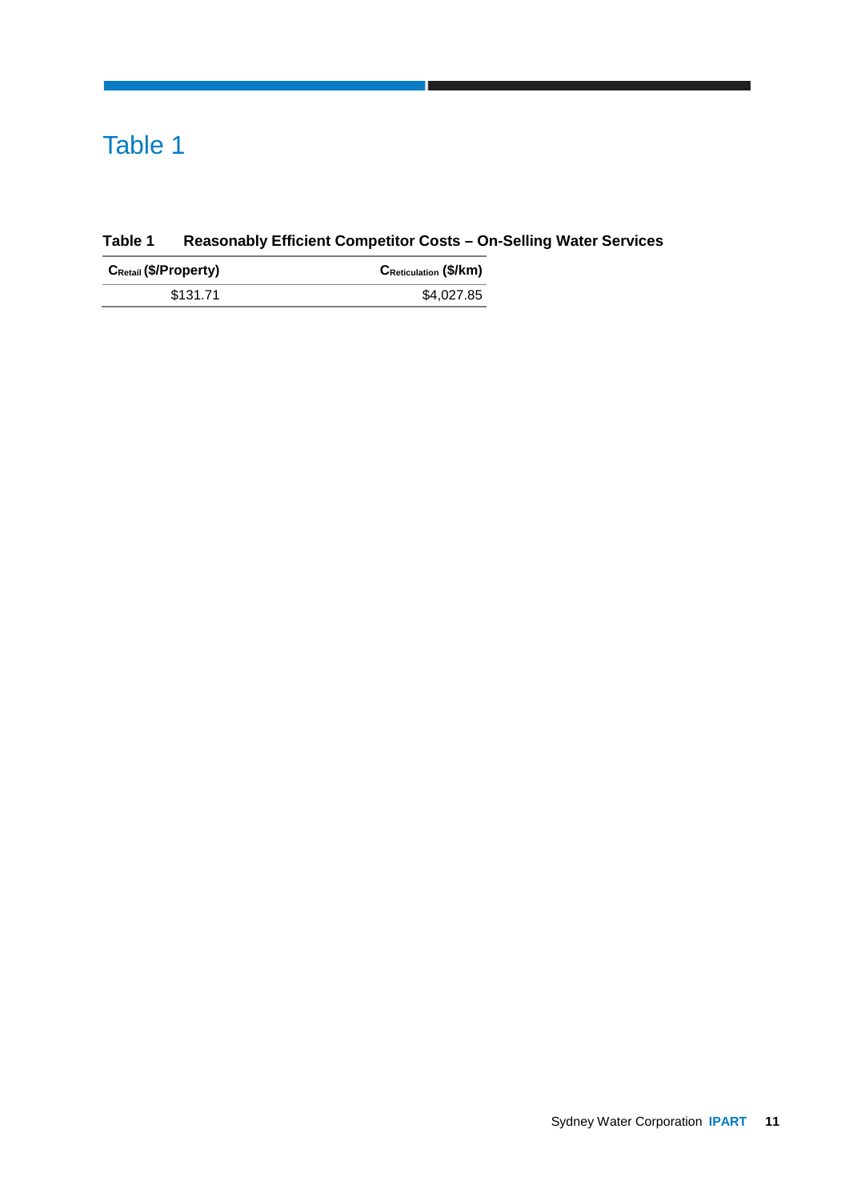# Table 1

**Table 1 Reasonably Efficient Competitor Costs – On-Selling Water Services**

| $C_{Retail}$ ($/Property) | $C_{Reticulation}$ ($/km) |
|---|---|
| $131.71 | $4,027.85 |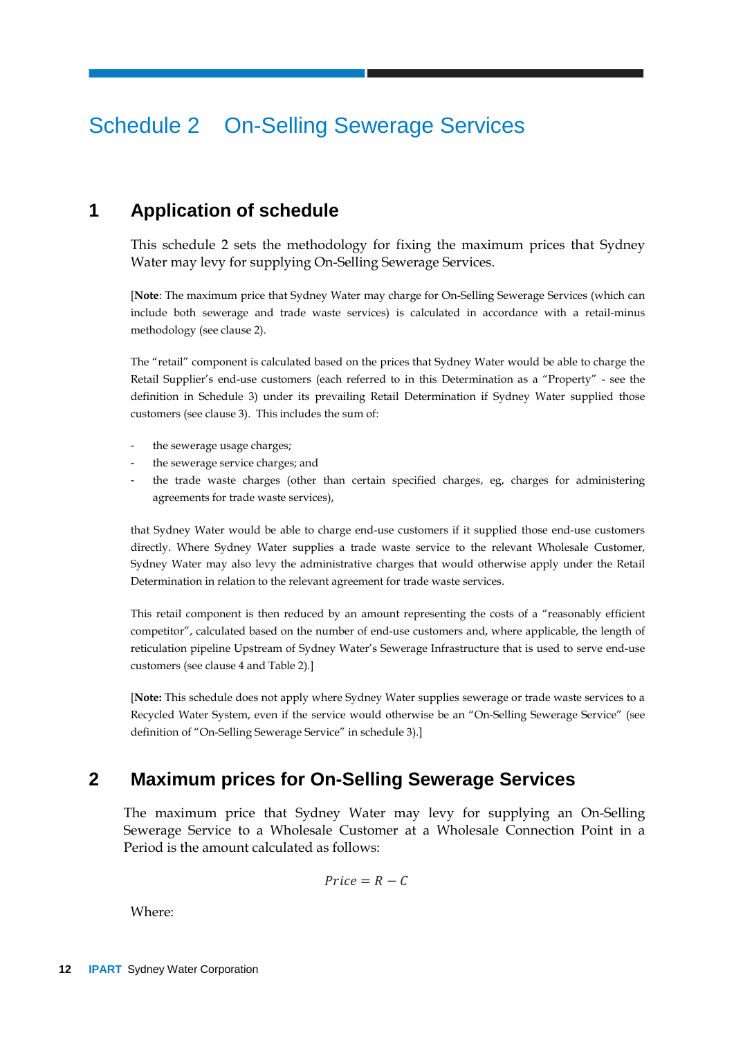# Schedule 2 On-Selling Sewerage Services

## 1 Application of schedule

This schedule 2 sets the methodology for fixing the maximum prices that Sydney Water may levy for supplying On-Selling Sewerage Services.

[**Note**: The maximum price that Sydney Water may charge for On-Selling Sewerage Services (which can include both sewerage and trade waste services) is calculated in accordance with a retail-minus methodology (see clause 2).

The "retail" component is calculated based on the prices that Sydney Water would be able to charge the Retail Supplier's end-use customers (each referred to in this Determination as a "Property" - see the definition in Schedule 3) under its prevailing Retail Determination if Sydney Water supplied those customers (see clause 3). This includes the sum of:

- the sewerage usage charges;
- the sewerage service charges; and
- the trade waste charges (other than certain specified charges, eg, charges for administering agreements for trade waste services),

that Sydney Water would be able to charge end-use customers if it supplied those end-use customers directly. Where Sydney Water supplies a trade waste service to the relevant Wholesale Customer, Sydney Water may also levy the administrative charges that would otherwise apply under the Retail Determination in relation to the relevant agreement for trade waste services.

This retail component is then reduced by an amount representing the costs of a "reasonably efficient competitor", calculated based on the number of end-use customers and, where applicable, the length of reticulation pipeline Upstream of Sydney Water's Sewerage Infrastructure that is used to serve end-use customers (see clause 4 and Table 2).]

[**Note:** This schedule does not apply where Sydney Water supplies sewerage or trade waste services to a Recycled Water System, even if the service would otherwise be an "On-Selling Sewerage Service" (see definition of "On-Selling Sewerage Service" in schedule 3).]

## 2 Maximum prices for On-Selling Sewerage Services

The maximum price that Sydney Water may levy for supplying an On-Selling Sewerage Service to a Wholesale Customer at a Wholesale Connection Point in a Period is the amount calculated as follows:

$$Price = R - C$$

Where: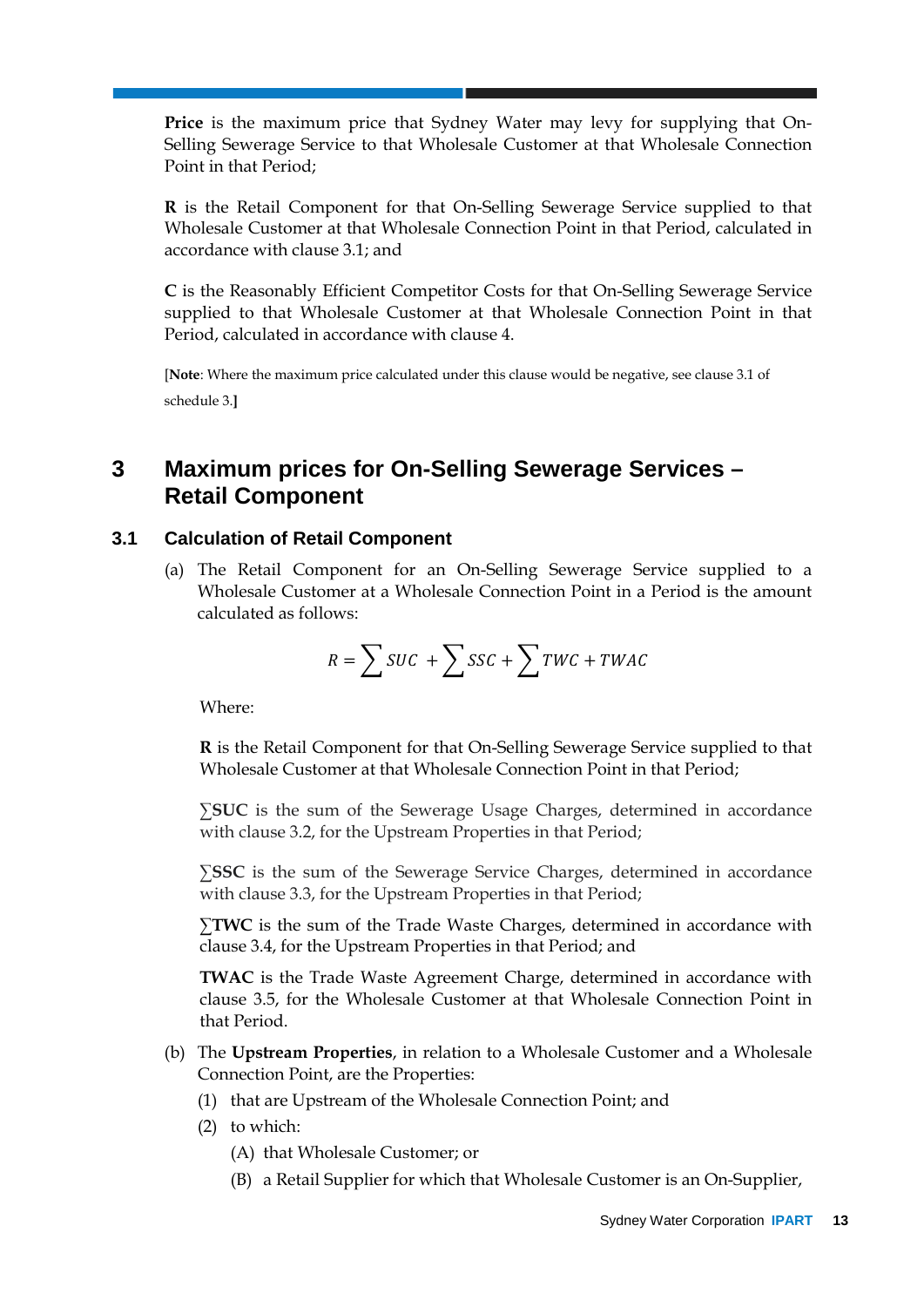**Price** is the maximum price that Sydney Water may levy for supplying that On-Selling Sewerage Service to that Wholesale Customer at that Wholesale Connection Point in that Period;

**R** is the Retail Component for that On-Selling Sewerage Service supplied to that Wholesale Customer at that Wholesale Connection Point in that Period, calculated in accordance with clause 3.1; and

**C** is the Reasonably Efficient Competitor Costs for that On-Selling Sewerage Service supplied to that Wholesale Customer at that Wholesale Connection Point in that Period, calculated in accordance with clause 4.

[**Note**: Where the maximum price calculated under this clause would be negative, see clause 3.1 of schedule 3.**]**

## 3 Maximum prices for On-Selling Sewerage Services – Retail Component

### 3.1 Calculation of Retail Component

(a) The Retail Component for an On-Selling Sewerage Service supplied to a Wholesale Customer at a Wholesale Connection Point in a Period is the amount calculated as follows:

$$R = \sum SUC + \sum SSC + \sum TWC + TWAC$$

Where:

**R** is the Retail Component for that On-Selling Sewerage Service supplied to that Wholesale Customer at that Wholesale Connection Point in that Period;

$\sum$**SUC** is the sum of the Sewerage Usage Charges, determined in accordance with clause 3.2, for the Upstream Properties in that Period;

$\sum$**SSC** is the sum of the Sewerage Service Charges, determined in accordance with clause 3.3, for the Upstream Properties in that Period;

$\sum$**TWC** is the sum of the Trade Waste Charges, determined in accordance with clause 3.4, for the Upstream Properties in that Period; and

**TWAC** is the Trade Waste Agreement Charge, determined in accordance with clause 3.5, for the Wholesale Customer at that Wholesale Connection Point in that Period.

(b) The **Upstream Properties**, in relation to a Wholesale Customer and a Wholesale Connection Point, are the Properties:

(1) that are Upstream of the Wholesale Connection Point; and

(2) to which:

(A) that Wholesale Customer; or

(B) a Retail Supplier for which that Wholesale Customer is an On-Supplier,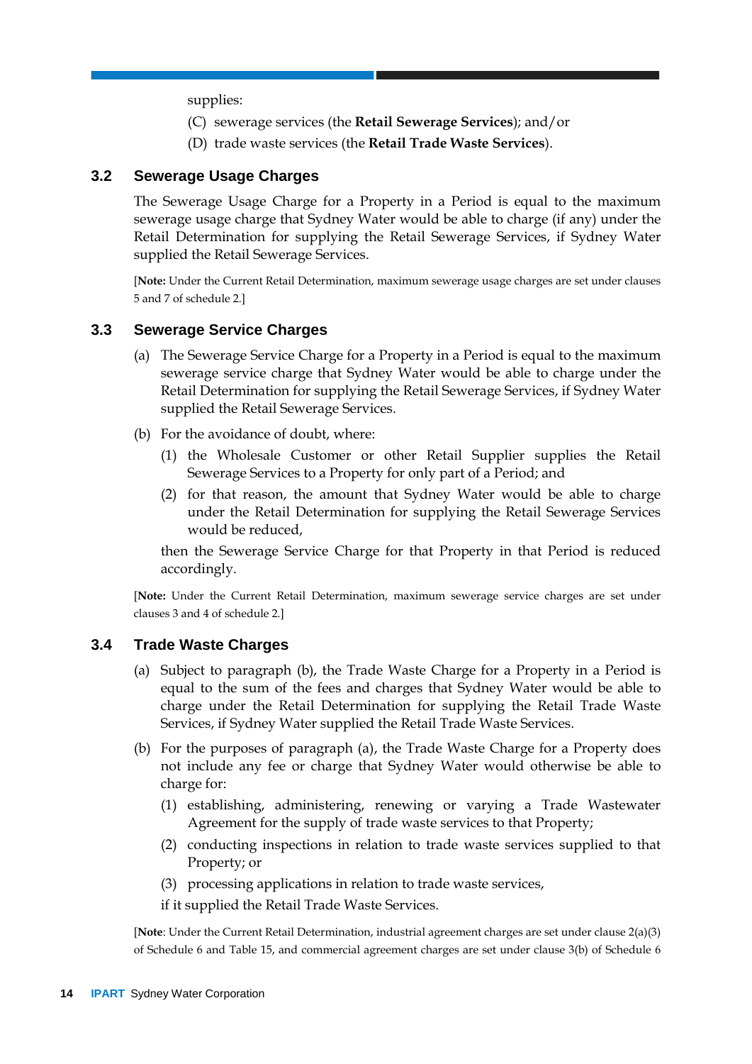supplies:

(C) sewerage services (the **Retail Sewerage Services**); and/or

(D) trade waste services (the **Retail Trade Waste Services**).

## 3.2 Sewerage Usage Charges

The Sewerage Usage Charge for a Property in a Period is equal to the maximum sewerage usage charge that Sydney Water would be able to charge (if any) under the Retail Determination for supplying the Retail Sewerage Services, if Sydney Water supplied the Retail Sewerage Services.

[**Note:** Under the Current Retail Determination, maximum sewerage usage charges are set under clauses 5 and 7 of schedule 2.]

## 3.3 Sewerage Service Charges

(a) The Sewerage Service Charge for a Property in a Period is equal to the maximum sewerage service charge that Sydney Water would be able to charge under the Retail Determination for supplying the Retail Sewerage Services, if Sydney Water supplied the Retail Sewerage Services.

(b) For the avoidance of doubt, where:

(1) the Wholesale Customer or other Retail Supplier supplies the Retail Sewerage Services to a Property for only part of a Period; and

(2) for that reason, the amount that Sydney Water would be able to charge under the Retail Determination for supplying the Retail Sewerage Services would be reduced,

then the Sewerage Service Charge for that Property in that Period is reduced accordingly.

[**Note:** Under the Current Retail Determination, maximum sewerage service charges are set under clauses 3 and 4 of schedule 2.]

## 3.4 Trade Waste Charges

(a) Subject to paragraph (b), the Trade Waste Charge for a Property in a Period is equal to the sum of the fees and charges that Sydney Water would be able to charge under the Retail Determination for supplying the Retail Trade Waste Services, if Sydney Water supplied the Retail Trade Waste Services.

(b) For the purposes of paragraph (a), the Trade Waste Charge for a Property does not include any fee or charge that Sydney Water would otherwise be able to charge for:

(1) establishing, administering, renewing or varying a Trade Wastewater Agreement for the supply of trade waste services to that Property;

(2) conducting inspections in relation to trade waste services supplied to that Property; or

(3) processing applications in relation to trade waste services,

if it supplied the Retail Trade Waste Services.

[**Note**: Under the Current Retail Determination, industrial agreement charges are set under clause 2(a)(3) of Schedule 6 and Table 15, and commercial agreement charges are set under clause 3(b) of Schedule 6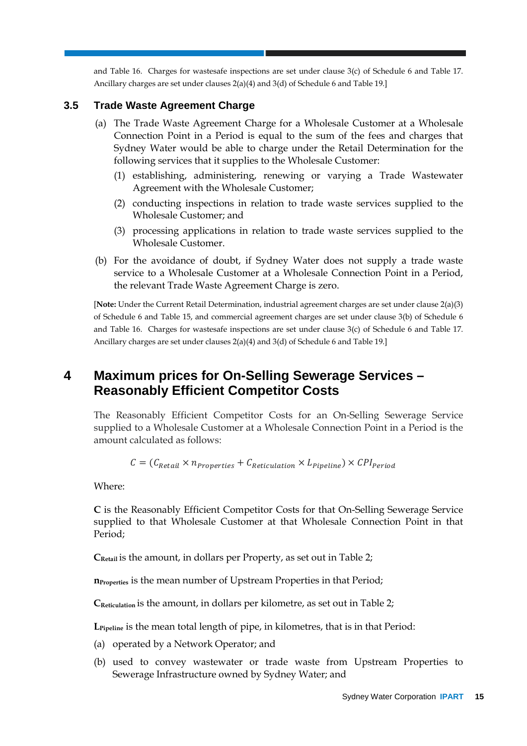and Table 16. Charges for wastesafe inspections are set under clause 3(c) of Schedule 6 and Table 17. Ancillary charges are set under clauses 2(a)(4) and 3(d) of Schedule 6 and Table 19.]

### 3.5 Trade Waste Agreement Charge

(a) The Trade Waste Agreement Charge for a Wholesale Customer at a Wholesale Connection Point in a Period is equal to the sum of the fees and charges that Sydney Water would be able to charge under the Retail Determination for the following services that it supplies to the Wholesale Customer:

  (1) establishing, administering, renewing or varying a Trade Wastewater Agreement with the Wholesale Customer;

  (2) conducting inspections in relation to trade waste services supplied to the Wholesale Customer; and

  (3) processing applications in relation to trade waste services supplied to the Wholesale Customer.

(b) For the avoidance of doubt, if Sydney Water does not supply a trade waste service to a Wholesale Customer at a Wholesale Connection Point in a Period, the relevant Trade Waste Agreement Charge is zero.

[**Note:** Under the Current Retail Determination, industrial agreement charges are set under clause 2(a)(3) of Schedule 6 and Table 15, and commercial agreement charges are set under clause 3(b) of Schedule 6 and Table 16. Charges for wastesafe inspections are set under clause 3(c) of Schedule 6 and Table 17. Ancillary charges are set under clauses 2(a)(4) and 3(d) of Schedule 6 and Table 19.]

## 4 Maximum prices for On-Selling Sewerage Services – Reasonably Efficient Competitor Costs

The Reasonably Efficient Competitor Costs for an On-Selling Sewerage Service supplied to a Wholesale Customer at a Wholesale Connection Point in a Period is the amount calculated as follows:

$$C = (C_{Retail} \times n_{Properties} + C_{Reticulation} \times L_{Pipeline}) \times CPI_{Period}$$

Where:

**C** is the Reasonably Efficient Competitor Costs for that On-Selling Sewerage Service supplied to that Wholesale Customer at that Wholesale Connection Point in that Period;

$\mathbf{C_{Retail}}$ is the amount, in dollars per Property, as set out in Table 2;

$\mathbf{n_{Properties}}$ is the mean number of Upstream Properties in that Period;

$\mathbf{C_{Reticulation}}$ is the amount, in dollars per kilometre, as set out in Table 2;

$\mathbf{L_{Pipeline}}$ is the mean total length of pipe, in kilometres, that is in that Period:

(a) operated by a Network Operator; and

(b) used to convey wastewater or trade waste from Upstream Properties to Sewerage Infrastructure owned by Sydney Water; and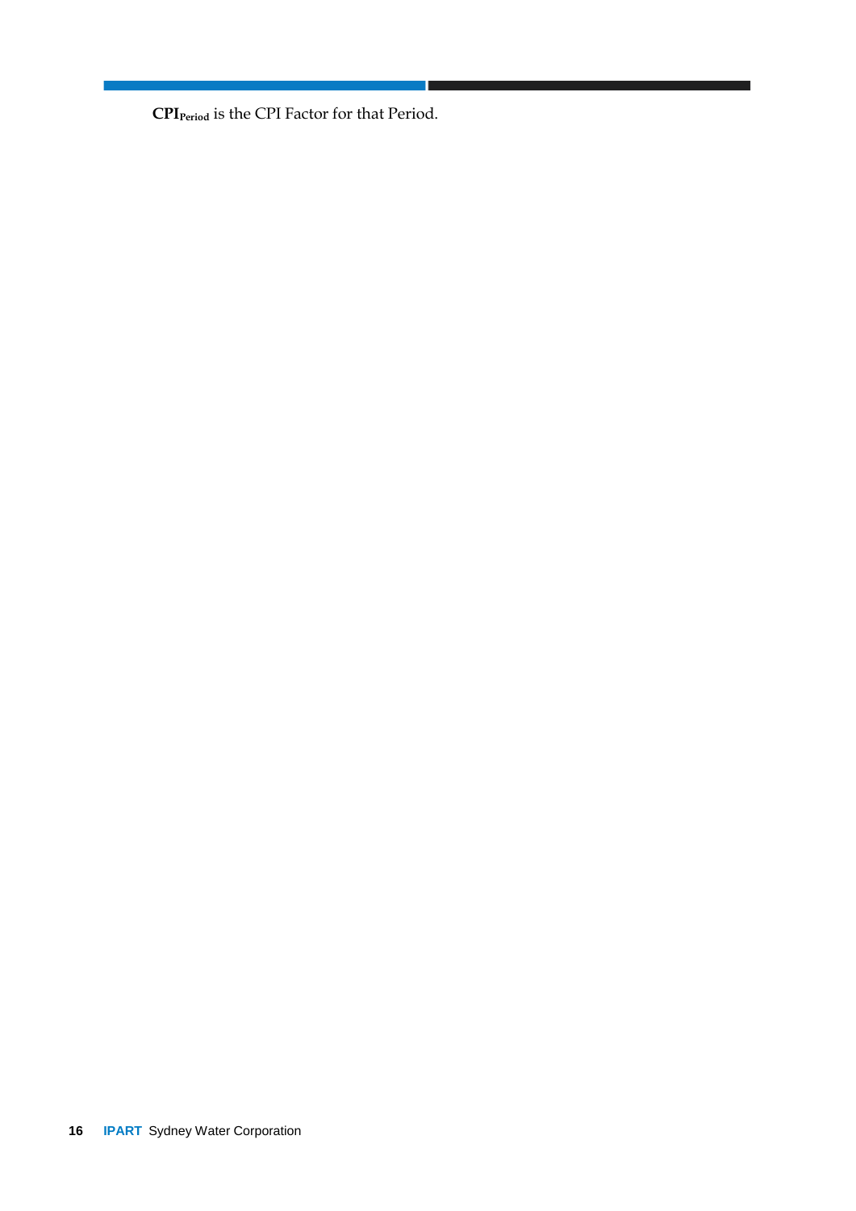$\mathbf{CPI_{Period}}$ is the CPI Factor for that Period.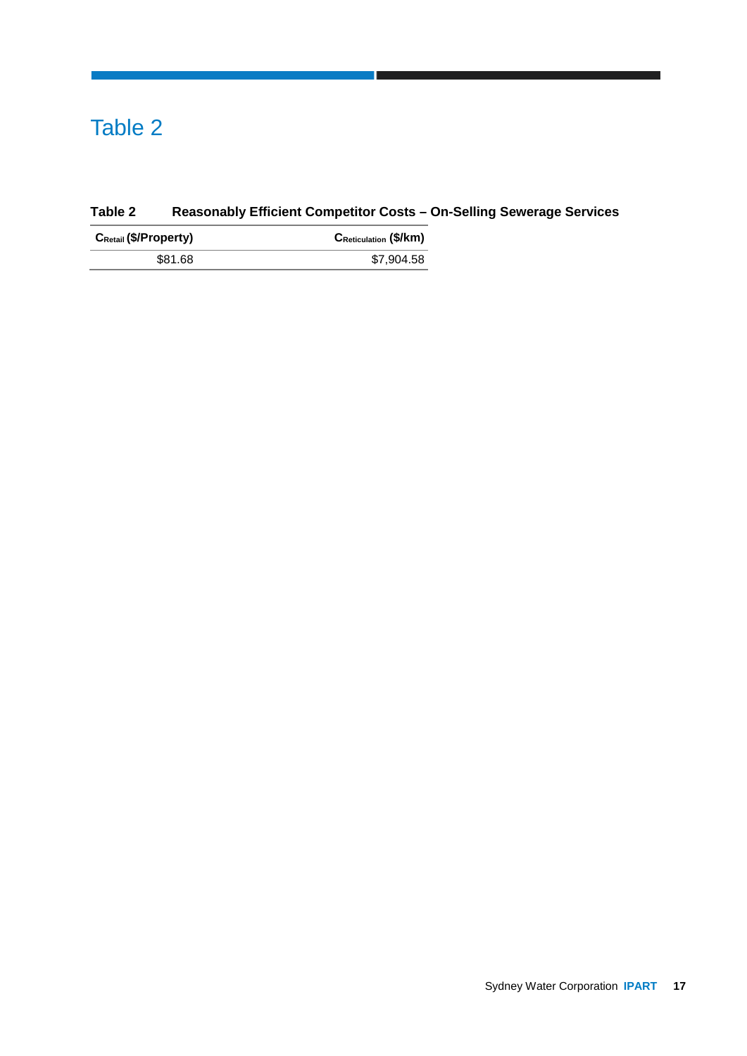# Table 2

**Table 2 Reasonably Efficient Competitor Costs – On-Selling Sewerage Services**

| $C_{Retail}$ ($/Property) | $C_{Reticulation}$ ($/km) |
|---|---|
| $81.68 | $7,904.58 |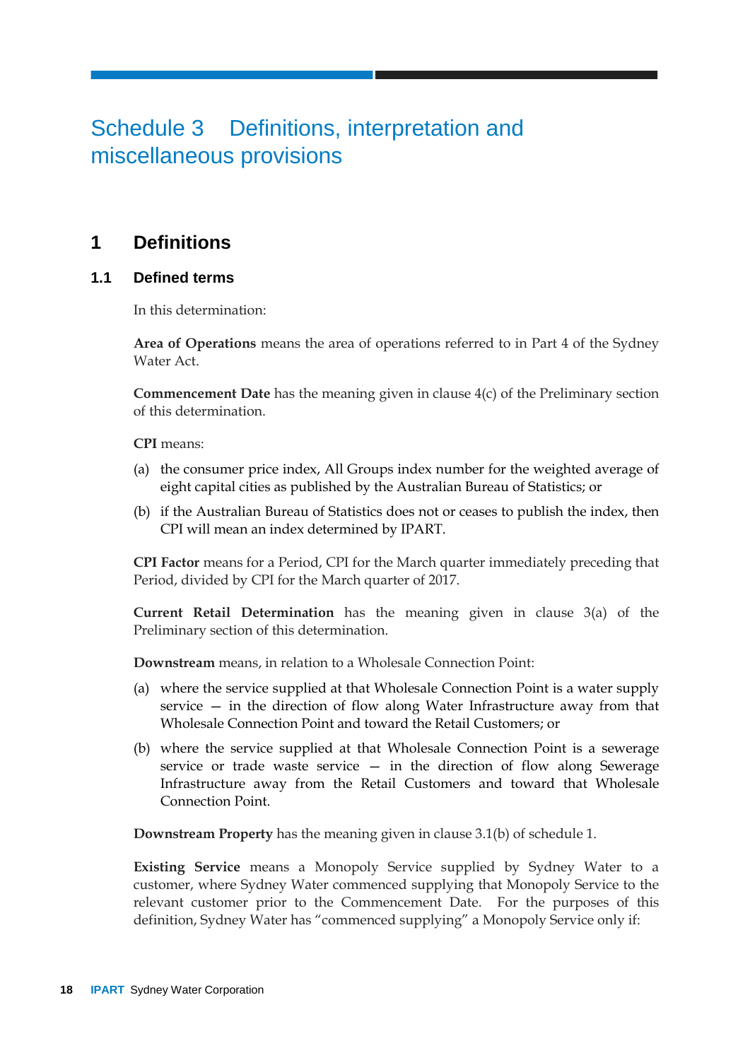# Schedule 3 Definitions, interpretation and miscellaneous provisions

## 1 Definitions

### 1.1 Defined terms

In this determination:

**Area of Operations** means the area of operations referred to in Part 4 of the Sydney Water Act.

**Commencement Date** has the meaning given in clause 4(c) of the Preliminary section of this determination.

**CPI** means:

(a) the consumer price index, All Groups index number for the weighted average of eight capital cities as published by the Australian Bureau of Statistics; or

(b) if the Australian Bureau of Statistics does not or ceases to publish the index, then CPI will mean an index determined by IPART.

**CPI Factor** means for a Period, CPI for the March quarter immediately preceding that Period, divided by CPI for the March quarter of 2017.

**Current Retail Determination** has the meaning given in clause 3(a) of the Preliminary section of this determination.

**Downstream** means, in relation to a Wholesale Connection Point:

(a) where the service supplied at that Wholesale Connection Point is a water supply service – in the direction of flow along Water Infrastructure away from that Wholesale Connection Point and toward the Retail Customers; or

(b) where the service supplied at that Wholesale Connection Point is a sewerage service or trade waste service – in the direction of flow along Sewerage Infrastructure away from the Retail Customers and toward that Wholesale Connection Point.

**Downstream Property** has the meaning given in clause 3.1(b) of schedule 1.

**Existing Service** means a Monopoly Service supplied by Sydney Water to a customer, where Sydney Water commenced supplying that Monopoly Service to the relevant customer prior to the Commencement Date. For the purposes of this definition, Sydney Water has "commenced supplying" a Monopoly Service only if: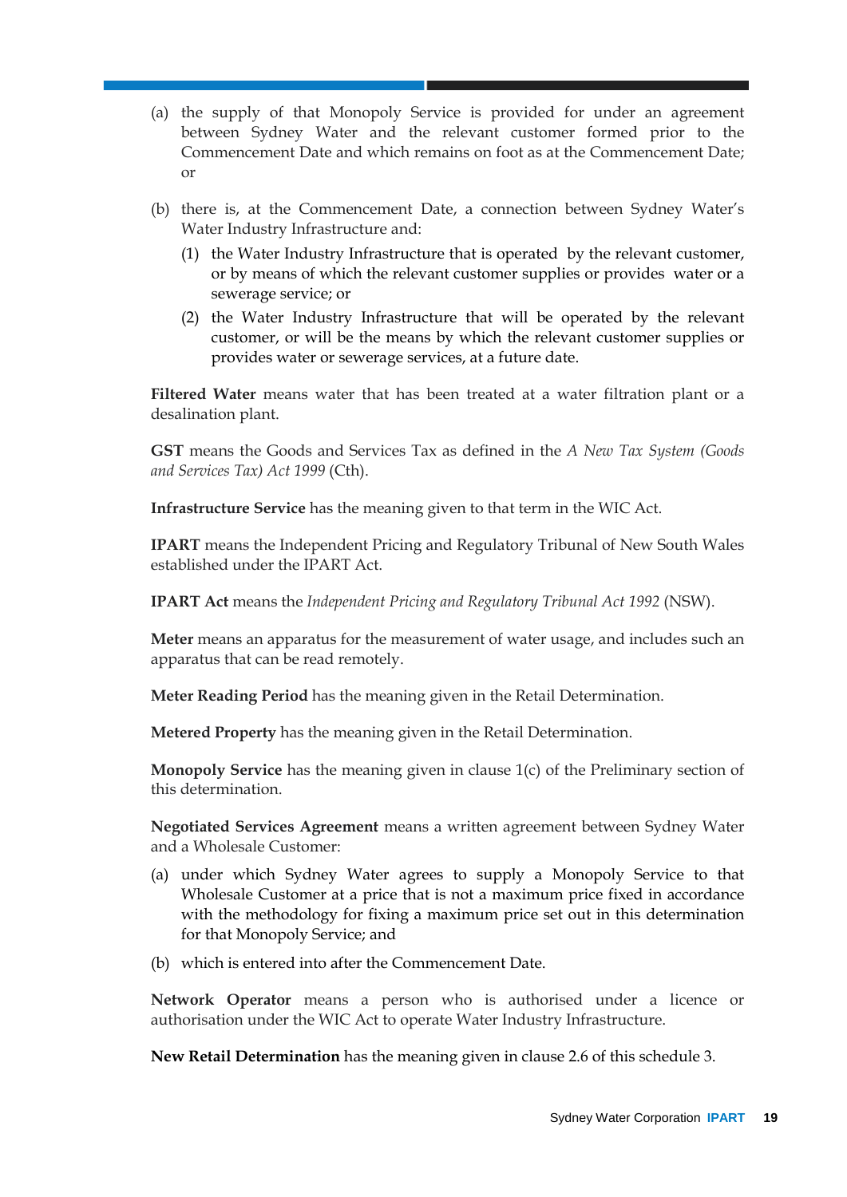(a) the supply of that Monopoly Service is provided for under an agreement between Sydney Water and the relevant customer formed prior to the Commencement Date and which remains on foot as at the Commencement Date; or

(b) there is, at the Commencement Date, a connection between Sydney Water's Water Industry Infrastructure and:

   (1) the Water Industry Infrastructure that is operated by the relevant customer, or by means of which the relevant customer supplies or provides water or a sewerage service; or

   (2) the Water Industry Infrastructure that will be operated by the relevant customer, or will be the means by which the relevant customer supplies or provides water or sewerage services, at a future date.

**Filtered Water** means water that has been treated at a water filtration plant or a desalination plant.

**GST** means the Goods and Services Tax as defined in the *A New Tax System (Goods and Services Tax) Act 1999* (Cth).

**Infrastructure Service** has the meaning given to that term in the WIC Act.

**IPART** means the Independent Pricing and Regulatory Tribunal of New South Wales established under the IPART Act.

**IPART Act** means the *Independent Pricing and Regulatory Tribunal Act 1992* (NSW).

**Meter** means an apparatus for the measurement of water usage, and includes such an apparatus that can be read remotely.

**Meter Reading Period** has the meaning given in the Retail Determination.

**Metered Property** has the meaning given in the Retail Determination.

**Monopoly Service** has the meaning given in clause 1(c) of the Preliminary section of this determination.

**Negotiated Services Agreement** means a written agreement between Sydney Water and a Wholesale Customer:

(a) under which Sydney Water agrees to supply a Monopoly Service to that Wholesale Customer at a price that is not a maximum price fixed in accordance with the methodology for fixing a maximum price set out in this determination for that Monopoly Service; and

(b) which is entered into after the Commencement Date.

**Network Operator** means a person who is authorised under a licence or authorisation under the WIC Act to operate Water Industry Infrastructure.

**New Retail Determination** has the meaning given in clause 2.6 of this schedule 3.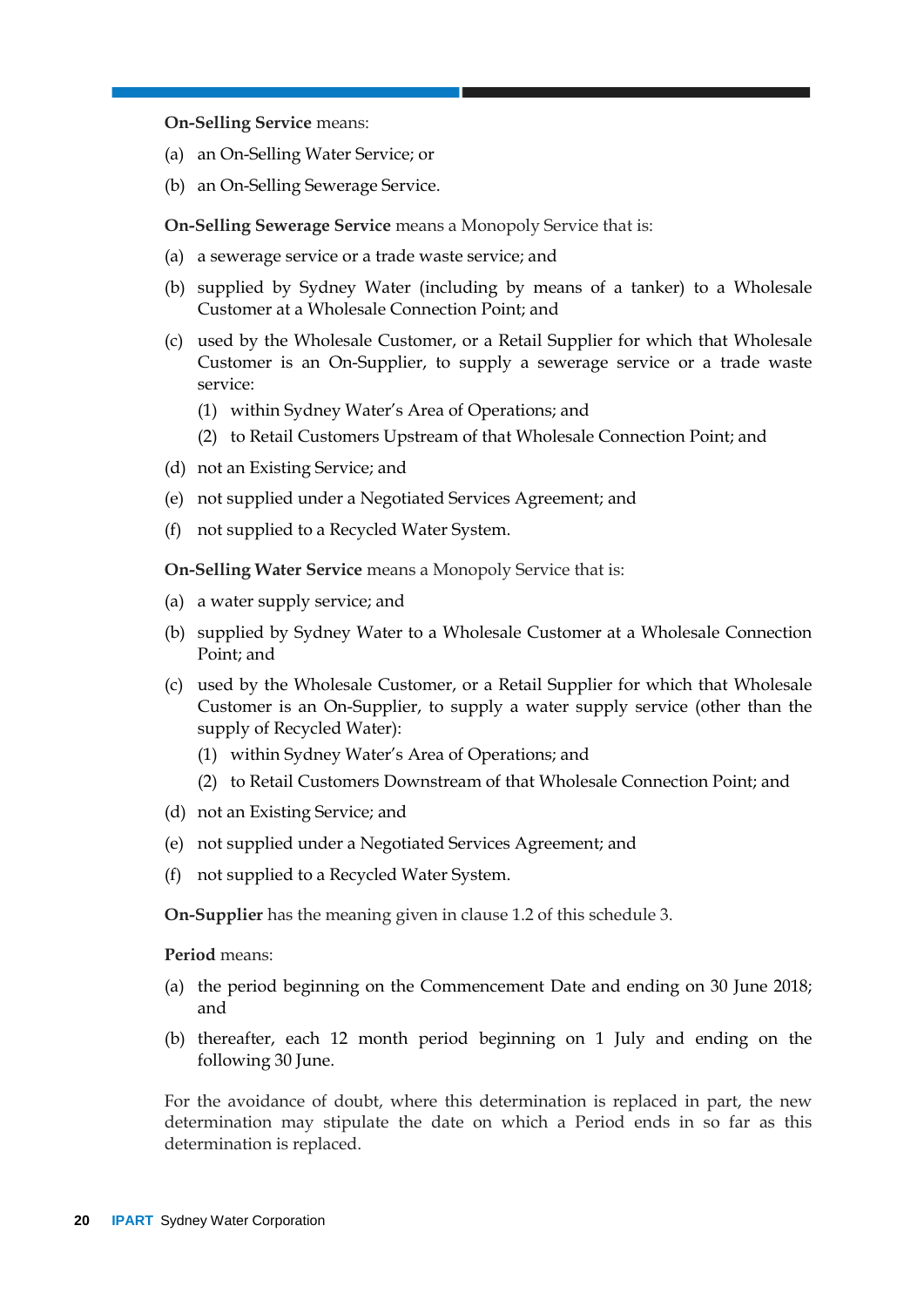**On-Selling Service** means:

(a) an On-Selling Water Service; or

(b) an On-Selling Sewerage Service.

**On-Selling Sewerage Service** means a Monopoly Service that is:

(a) a sewerage service or a trade waste service; and

(b) supplied by Sydney Water (including by means of a tanker) to a Wholesale Customer at a Wholesale Connection Point; and

(c) used by the Wholesale Customer, or a Retail Supplier for which that Wholesale Customer is an On-Supplier, to supply a sewerage service or a trade waste service:

   (1) within Sydney Water's Area of Operations; and

   (2) to Retail Customers Upstream of that Wholesale Connection Point; and

(d) not an Existing Service; and

(e) not supplied under a Negotiated Services Agreement; and

(f) not supplied to a Recycled Water System.

**On-Selling Water Service** means a Monopoly Service that is:

(a) a water supply service; and

(b) supplied by Sydney Water to a Wholesale Customer at a Wholesale Connection Point; and

(c) used by the Wholesale Customer, or a Retail Supplier for which that Wholesale Customer is an On-Supplier, to supply a water supply service (other than the supply of Recycled Water):

   (1) within Sydney Water's Area of Operations; and

   (2) to Retail Customers Downstream of that Wholesale Connection Point; and

(d) not an Existing Service; and

(e) not supplied under a Negotiated Services Agreement; and

(f) not supplied to a Recycled Water System.

**On-Supplier** has the meaning given in clause 1.2 of this schedule 3.

**Period** means:

(a) the period beginning on the Commencement Date and ending on 30 June 2018; and

(b) thereafter, each 12 month period beginning on 1 July and ending on the following 30 June.

For the avoidance of doubt, where this determination is replaced in part, the new determination may stipulate the date on which a Period ends in so far as this determination is replaced.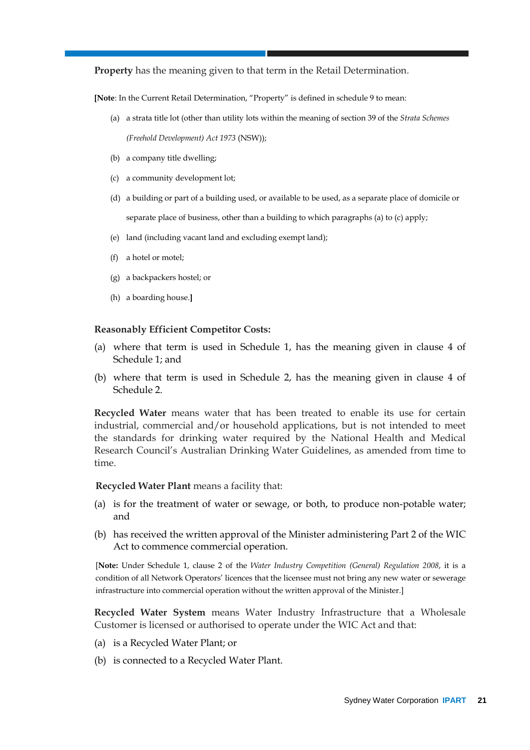**Property** has the meaning given to that term in the Retail Determination.

[**Note**: In the Current Retail Determination, "Property" is defined in schedule 9 to mean:

(a) a strata title lot (other than utility lots within the meaning of section 39 of the *Strata Schemes (Freehold Development) Act 1973* (NSW));

(b) a company title dwelling;

(c) a community development lot;

(d) a building or part of a building used, or available to be used, as a separate place of domicile or separate place of business, other than a building to which paragraphs (a) to (c) apply;

(e) land (including vacant land and excluding exempt land);

(f) a hotel or motel;

(g) a backpackers hostel; or

(h) a boarding house.]

**Reasonably Efficient Competitor Costs:**

(a) where that term is used in Schedule 1, has the meaning given in clause 4 of Schedule 1; and

(b) where that term is used in Schedule 2, has the meaning given in clause 4 of Schedule 2.

**Recycled Water** means water that has been treated to enable its use for certain industrial, commercial and/or household applications, but is not intended to meet the standards for drinking water required by the National Health and Medical Research Council's Australian Drinking Water Guidelines, as amended from time to time.

**Recycled Water Plant** means a facility that:

(a) is for the treatment of water or sewage, or both, to produce non-potable water; and

(b) has received the written approval of the Minister administering Part 2 of the WIC Act to commence commercial operation.

[**Note:** Under Schedule 1, clause 2 of the *Water Industry Competition (General) Regulation 2008*, it is a condition of all Network Operators' licences that the licensee must not bring any new water or sewerage infrastructure into commercial operation without the written approval of the Minister.]

**Recycled Water System** means Water Industry Infrastructure that a Wholesale Customer is licensed or authorised to operate under the WIC Act and that:

(a) is a Recycled Water Plant; or

(b) is connected to a Recycled Water Plant.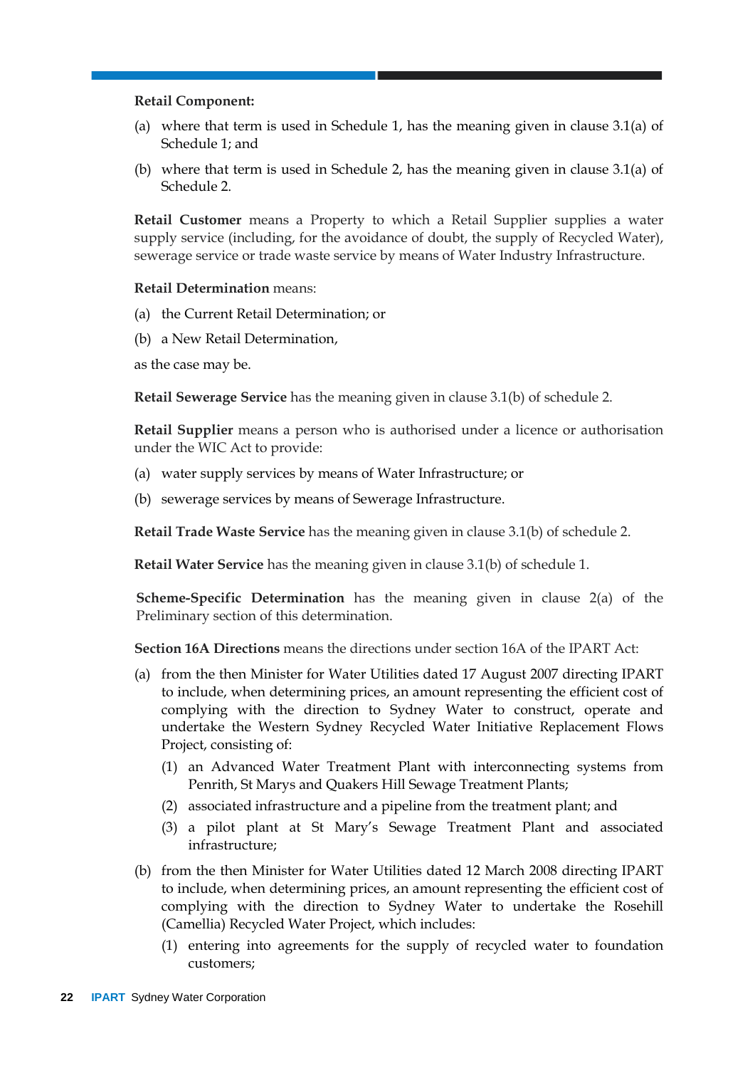**Retail Component:**

(a) where that term is used in Schedule 1, has the meaning given in clause 3.1(a) of Schedule 1; and

(b) where that term is used in Schedule 2, has the meaning given in clause 3.1(a) of Schedule 2.

**Retail Customer** means a Property to which a Retail Supplier supplies a water supply service (including, for the avoidance of doubt, the supply of Recycled Water), sewerage service or trade waste service by means of Water Industry Infrastructure.

**Retail Determination** means:

(a) the Current Retail Determination; or

(b) a New Retail Determination,

as the case may be.

**Retail Sewerage Service** has the meaning given in clause 3.1(b) of schedule 2.

**Retail Supplier** means a person who is authorised under a licence or authorisation under the WIC Act to provide:

(a) water supply services by means of Water Infrastructure; or

(b) sewerage services by means of Sewerage Infrastructure.

**Retail Trade Waste Service** has the meaning given in clause 3.1(b) of schedule 2.

**Retail Water Service** has the meaning given in clause 3.1(b) of schedule 1.

**Scheme-Specific Determination** has the meaning given in clause 2(a) of the Preliminary section of this determination.

**Section 16A Directions** means the directions under section 16A of the IPART Act:

(a) from the then Minister for Water Utilities dated 17 August 2007 directing IPART to include, when determining prices, an amount representing the efficient cost of complying with the direction to Sydney Water to construct, operate and undertake the Western Sydney Recycled Water Initiative Replacement Flows Project, consisting of:

    (1) an Advanced Water Treatment Plant with interconnecting systems from Penrith, St Marys and Quakers Hill Sewage Treatment Plants;

    (2) associated infrastructure and a pipeline from the treatment plant; and

    (3) a pilot plant at St Mary's Sewage Treatment Plant and associated infrastructure;

(b) from the then Minister for Water Utilities dated 12 March 2008 directing IPART to include, when determining prices, an amount representing the efficient cost of complying with the direction to Sydney Water to undertake the Rosehill (Camellia) Recycled Water Project, which includes:

    (1) entering into agreements for the supply of recycled water to foundation customers;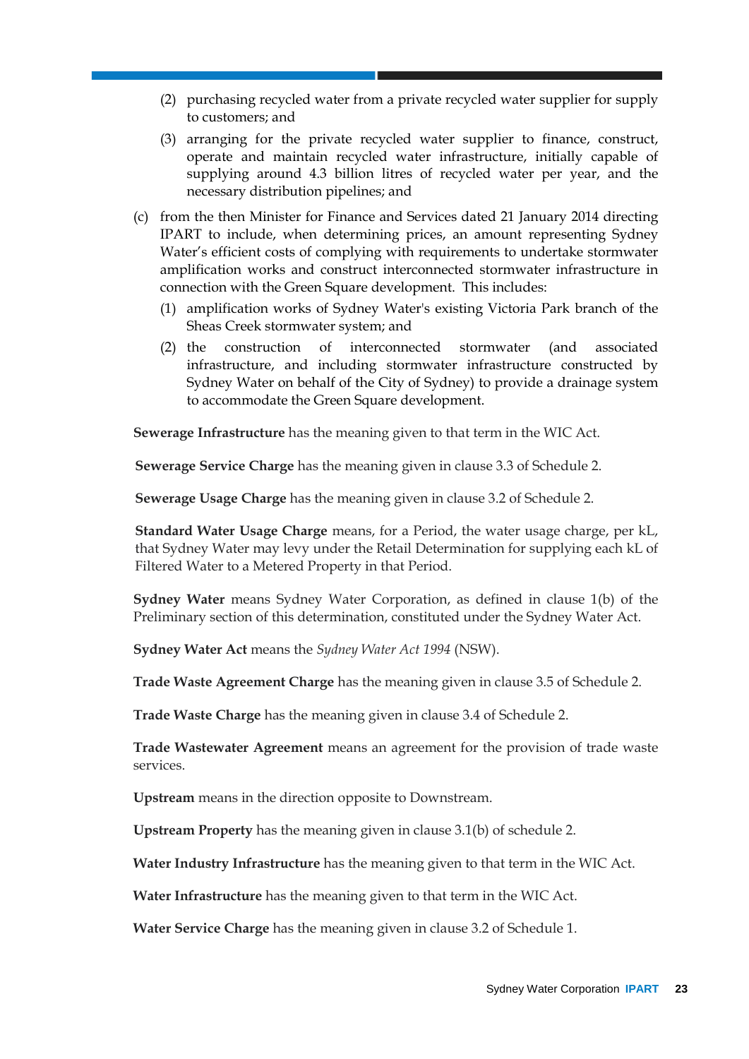(2) purchasing recycled water from a private recycled water supplier for supply to customers; and

(3) arranging for the private recycled water supplier to finance, construct, operate and maintain recycled water infrastructure, initially capable of supplying around 4.3 billion litres of recycled water per year, and the necessary distribution pipelines; and

(c) from the then Minister for Finance and Services dated 21 January 2014 directing IPART to include, when determining prices, an amount representing Sydney Water's efficient costs of complying with requirements to undertake stormwater amplification works and construct interconnected stormwater infrastructure in connection with the Green Square development. This includes:

   (1) amplification works of Sydney Water's existing Victoria Park branch of the Sheas Creek stormwater system; and

   (2) the construction of interconnected stormwater (and associated infrastructure, and including stormwater infrastructure constructed by Sydney Water on behalf of the City of Sydney) to provide a drainage system to accommodate the Green Square development.

**Sewerage Infrastructure** has the meaning given to that term in the WIC Act.

**Sewerage Service Charge** has the meaning given in clause 3.3 of Schedule 2.

**Sewerage Usage Charge** has the meaning given in clause 3.2 of Schedule 2.

**Standard Water Usage Charge** means, for a Period, the water usage charge, per kL, that Sydney Water may levy under the Retail Determination for supplying each kL of Filtered Water to a Metered Property in that Period.

**Sydney Water** means Sydney Water Corporation, as defined in clause 1(b) of the Preliminary section of this determination, constituted under the Sydney Water Act.

**Sydney Water Act** means the *Sydney Water Act 1994* (NSW).

**Trade Waste Agreement Charge** has the meaning given in clause 3.5 of Schedule 2.

**Trade Waste Charge** has the meaning given in clause 3.4 of Schedule 2.

**Trade Wastewater Agreement** means an agreement for the provision of trade waste services.

**Upstream** means in the direction opposite to Downstream.

**Upstream Property** has the meaning given in clause 3.1(b) of schedule 2.

**Water Industry Infrastructure** has the meaning given to that term in the WIC Act.

**Water Infrastructure** has the meaning given to that term in the WIC Act.

**Water Service Charge** has the meaning given in clause 3.2 of Schedule 1.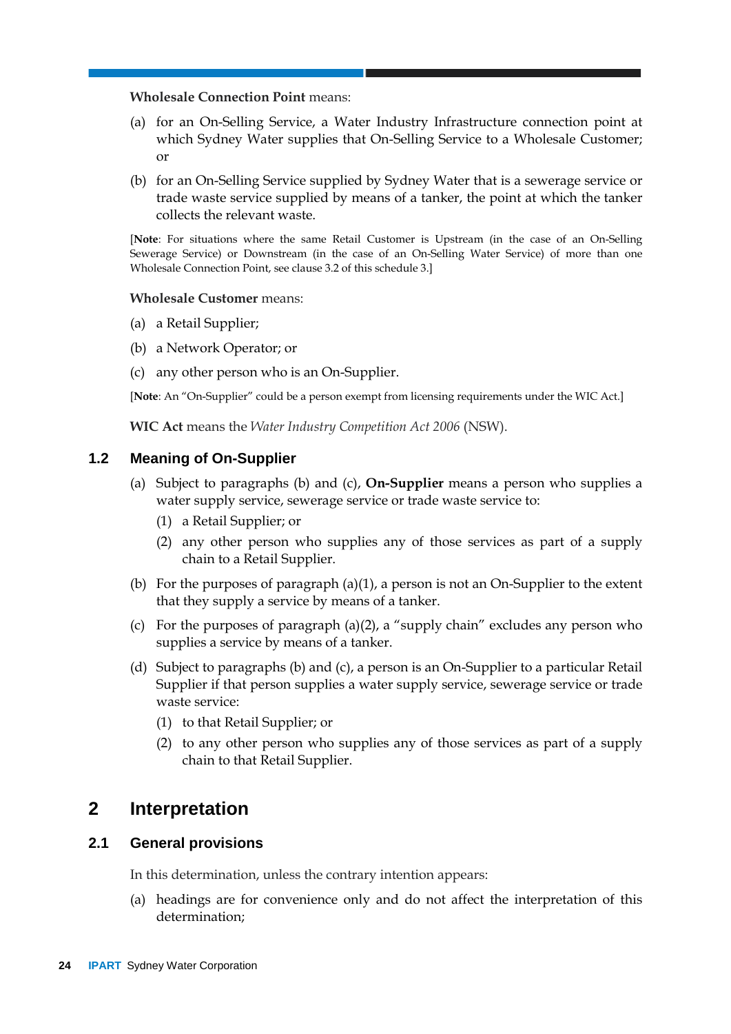**Wholesale Connection Point** means:

(a) for an On-Selling Service, a Water Industry Infrastructure connection point at which Sydney Water supplies that On-Selling Service to a Wholesale Customer; or

(b) for an On-Selling Service supplied by Sydney Water that is a sewerage service or trade waste service supplied by means of a tanker, the point at which the tanker collects the relevant waste.

[**Note**: For situations where the same Retail Customer is Upstream (in the case of an On-Selling Sewerage Service) or Downstream (in the case of an On-Selling Water Service) of more than one Wholesale Connection Point, see clause 3.2 of this schedule 3.]

**Wholesale Customer** means:

(a) a Retail Supplier;

(b) a Network Operator; or

(c) any other person who is an On-Supplier.

[**Note**: An "On-Supplier" could be a person exempt from licensing requirements under the WIC Act.]

**WIC Act** means the *Water Industry Competition Act 2006* (NSW).

### 1.2 Meaning of On-Supplier

(a) Subject to paragraphs (b) and (c), **On-Supplier** means a person who supplies a water supply service, sewerage service or trade waste service to:

  (1) a Retail Supplier; or

  (2) any other person who supplies any of those services as part of a supply chain to a Retail Supplier.

(b) For the purposes of paragraph (a)(1), a person is not an On-Supplier to the extent that they supply a service by means of a tanker.

(c) For the purposes of paragraph (a)(2), a "supply chain" excludes any person who supplies a service by means of a tanker.

(d) Subject to paragraphs (b) and (c), a person is an On-Supplier to a particular Retail Supplier if that person supplies a water supply service, sewerage service or trade waste service:

  (1) to that Retail Supplier; or

  (2) to any other person who supplies any of those services as part of a supply chain to that Retail Supplier.

## 2 Interpretation

### 2.1 General provisions

In this determination, unless the contrary intention appears:

(a) headings are for convenience only and do not affect the interpretation of this determination;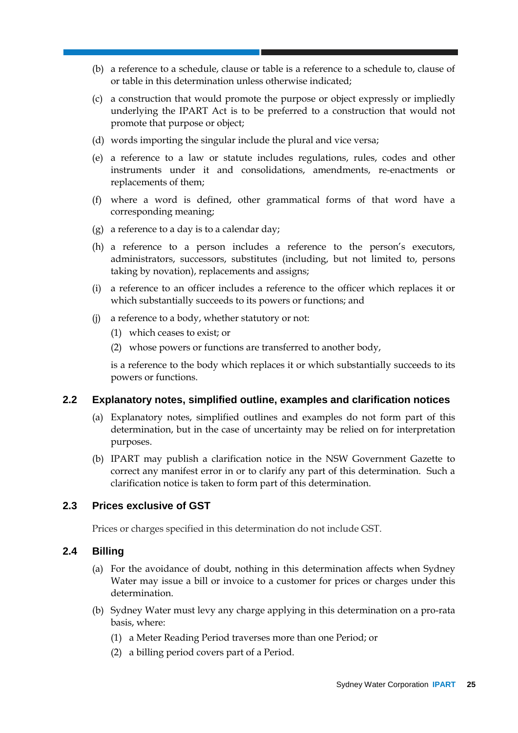(b) a reference to a schedule, clause or table is a reference to a schedule to, clause of or table in this determination unless otherwise indicated;

(c) a construction that would promote the purpose or object expressly or impliedly underlying the IPART Act is to be preferred to a construction that would not promote that purpose or object;

(d) words importing the singular include the plural and vice versa;

(e) a reference to a law or statute includes regulations, rules, codes and other instruments under it and consolidations, amendments, re-enactments or replacements of them;

(f) where a word is defined, other grammatical forms of that word have a corresponding meaning;

(g) a reference to a day is to a calendar day;

(h) a reference to a person includes a reference to the person's executors, administrators, successors, substitutes (including, but not limited to, persons taking by novation), replacements and assigns;

(i) a reference to an officer includes a reference to the officer which replaces it or which substantially succeeds to its powers or functions; and

(j) a reference to a body, whether statutory or not:

   (1) which ceases to exist; or

   (2) whose powers or functions are transferred to another body,

   is a reference to the body which replaces it or which substantially succeeds to its powers or functions.

## 2.2 Explanatory notes, simplified outline, examples and clarification notices

(a) Explanatory notes, simplified outlines and examples do not form part of this determination, but in the case of uncertainty may be relied on for interpretation purposes.

(b) IPART may publish a clarification notice in the NSW Government Gazette to correct any manifest error in or to clarify any part of this determination. Such a clarification notice is taken to form part of this determination.

## 2.3 Prices exclusive of GST

Prices or charges specified in this determination do not include GST.

## 2.4 Billing

(a) For the avoidance of doubt, nothing in this determination affects when Sydney Water may issue a bill or invoice to a customer for prices or charges under this determination.

(b) Sydney Water must levy any charge applying in this determination on a pro-rata basis, where:

   (1) a Meter Reading Period traverses more than one Period; or

   (2) a billing period covers part of a Period.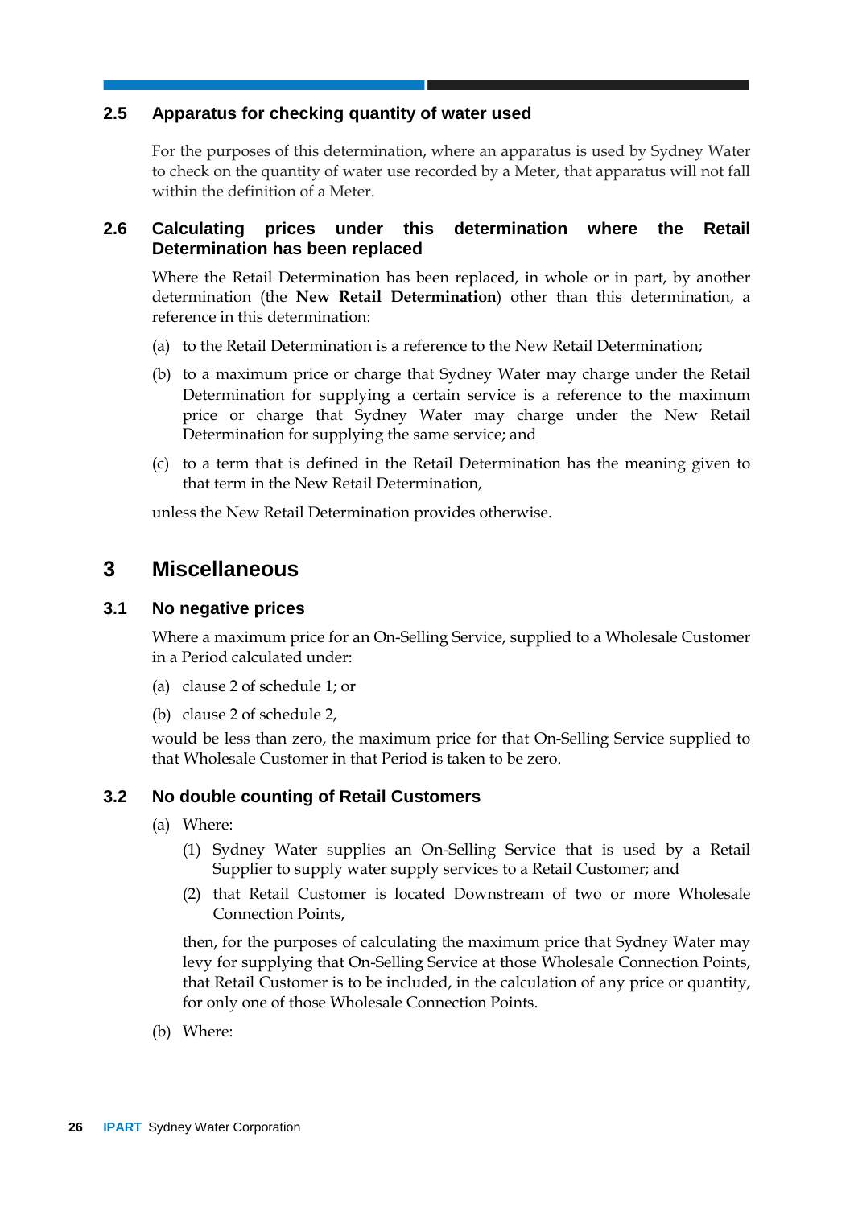### 2.5 Apparatus for checking quantity of water used

For the purposes of this determination, where an apparatus is used by Sydney Water to check on the quantity of water use recorded by a Meter, that apparatus will not fall within the definition of a Meter.

### 2.6 Calculating prices under this determination where the Retail Determination has been replaced

Where the Retail Determination has been replaced, in whole or in part, by another determination (the **New Retail Determination**) other than this determination, a reference in this determination:

(a) to the Retail Determination is a reference to the New Retail Determination;

(b) to a maximum price or charge that Sydney Water may charge under the Retail Determination for supplying a certain service is a reference to the maximum price or charge that Sydney Water may charge under the New Retail Determination for supplying the same service; and

(c) to a term that is defined in the Retail Determination has the meaning given to that term in the New Retail Determination,

unless the New Retail Determination provides otherwise.

## 3 Miscellaneous

### 3.1 No negative prices

Where a maximum price for an On-Selling Service, supplied to a Wholesale Customer in a Period calculated under:

(a) clause 2 of schedule 1; or

(b) clause 2 of schedule 2,

would be less than zero, the maximum price for that On-Selling Service supplied to that Wholesale Customer in that Period is taken to be zero.

### 3.2 No double counting of Retail Customers

(a) Where:

(1) Sydney Water supplies an On-Selling Service that is used by a Retail Supplier to supply water supply services to a Retail Customer; and

(2) that Retail Customer is located Downstream of two or more Wholesale Connection Points,

then, for the purposes of calculating the maximum price that Sydney Water may levy for supplying that On-Selling Service at those Wholesale Connection Points, that Retail Customer is to be included, in the calculation of any price or quantity, for only one of those Wholesale Connection Points.

(b) Where: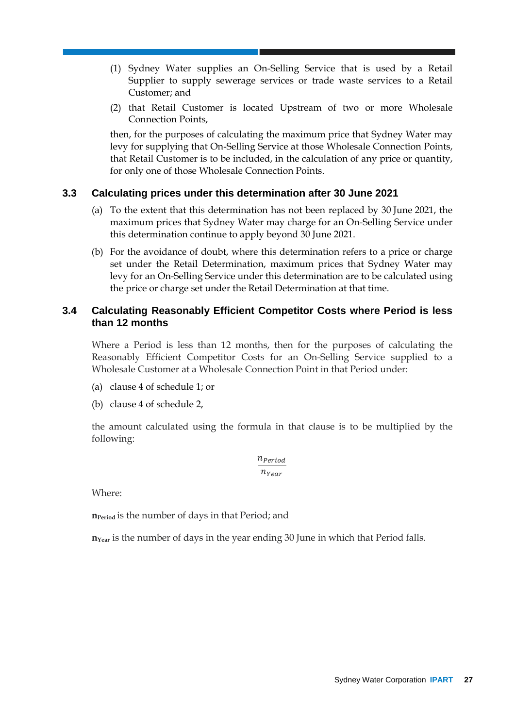(1) Sydney Water supplies an On-Selling Service that is used by a Retail Supplier to supply sewerage services or trade waste services to a Retail Customer; and

(2) that Retail Customer is located Upstream of two or more Wholesale Connection Points,

then, for the purposes of calculating the maximum price that Sydney Water may levy for supplying that On-Selling Service at those Wholesale Connection Points, that Retail Customer is to be included, in the calculation of any price or quantity, for only one of those Wholesale Connection Points.

### 3.3 Calculating prices under this determination after 30 June 2021

(a) To the extent that this determination has not been replaced by 30 June 2021, the maximum prices that Sydney Water may charge for an On-Selling Service under this determination continue to apply beyond 30 June 2021.

(b) For the avoidance of doubt, where this determination refers to a price or charge set under the Retail Determination, maximum prices that Sydney Water may levy for an On-Selling Service under this determination are to be calculated using the price or charge set under the Retail Determination at that time.

### 3.4 Calculating Reasonably Efficient Competitor Costs where Period is less than 12 months

Where a Period is less than 12 months, then for the purposes of calculating the Reasonably Efficient Competitor Costs for an On-Selling Service supplied to a Wholesale Customer at a Wholesale Connection Point in that Period under:

(a) clause 4 of schedule 1; or

(b) clause 4 of schedule 2,

the amount calculated using the formula in that clause is to be multiplied by the following:

$$\frac{n_{Period}}{n_{Year}}$$

Where:

$\mathbf{n_{Period}}$ is the number of days in that Period; and

$\mathbf{n_{Year}}$ is the number of days in the year ending 30 June in which that Period falls.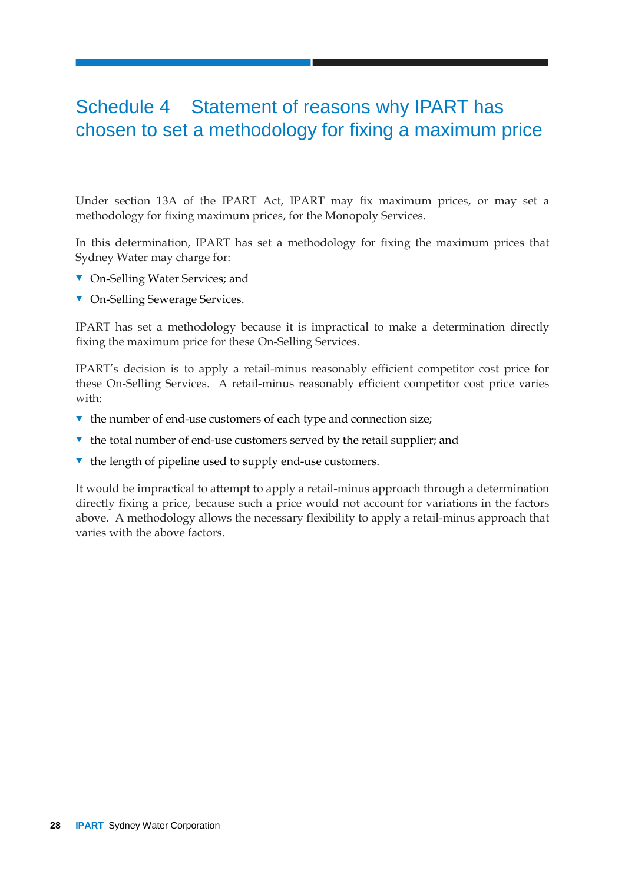# Schedule 4 Statement of reasons why IPART has chosen to set a methodology for fixing a maximum price

Under section 13A of the IPART Act, IPART may fix maximum prices, or may set a methodology for fixing maximum prices, for the Monopoly Services.

In this determination, IPART has set a methodology for fixing the maximum prices that Sydney Water may charge for:

- On-Selling Water Services; and
- On-Selling Sewerage Services.

IPART has set a methodology because it is impractical to make a determination directly fixing the maximum price for these On-Selling Services.

IPART's decision is to apply a retail-minus reasonably efficient competitor cost price for these On-Selling Services. A retail-minus reasonably efficient competitor cost price varies with:

- the number of end-use customers of each type and connection size;
- the total number of end-use customers served by the retail supplier; and
- the length of pipeline used to supply end-use customers.

It would be impractical to attempt to apply a retail-minus approach through a determination directly fixing a price, because such a price would not account for variations in the factors above. A methodology allows the necessary flexibility to apply a retail-minus approach that varies with the above factors.